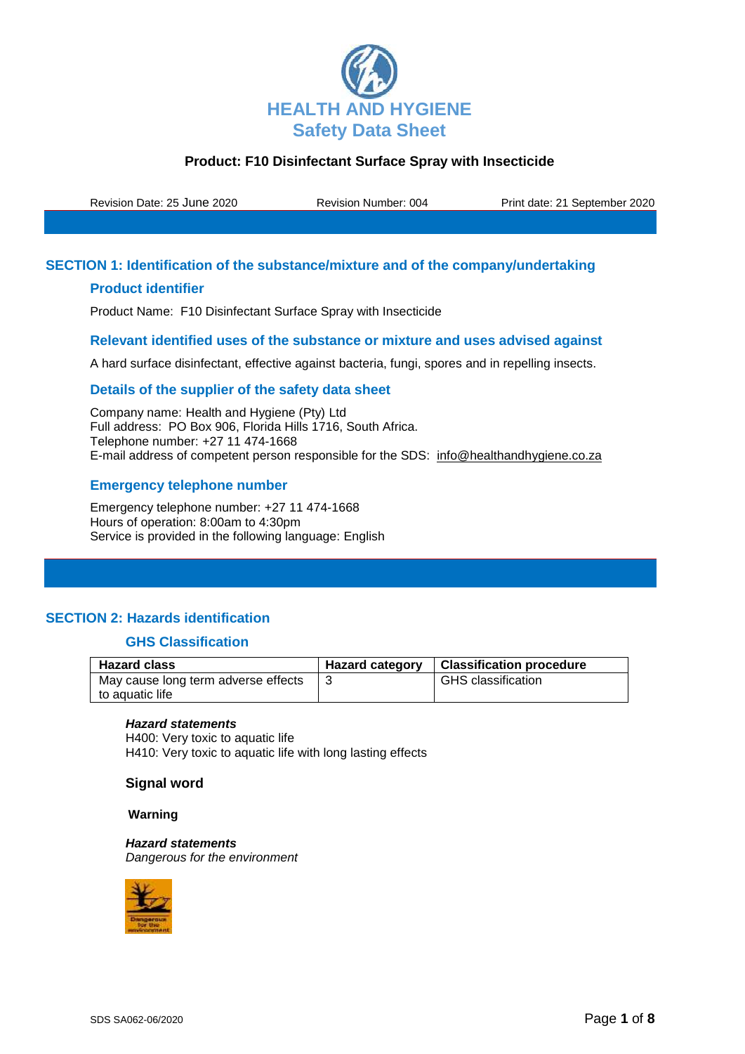# HEALTH AND HYGIENE
## Safety Data Sheet

**Product: F10 Disinfectant Surface Spray with Insecticide**

Revision Date: 25 June 2020 | Revision Number: 004 | Print date: 21 September 2020

## SECTION 1: Identification of the substance/mixture and of the company/undertaking

### Product identifier

Product Name: F10 Disinfectant Surface Spray with Insecticide

### Relevant identified uses of the substance or mixture and uses advised against

A hard surface disinfectant, effective against bacteria, fungi, spores and in repelling insects.

### Details of the supplier of the safety data sheet

Company name: Health and Hygiene (Pty) Ltd
Full address: PO Box 906, Florida Hills 1716, South Africa.
Telephone number: +27 11 474-1668
E-mail address of competent person responsible for the SDS: info@healthandhygiene.co.za

### Emergency telephone number

Emergency telephone number: +27 11 474-1668
Hours of operation: 8:00am to 4:30pm
Service is provided in the following language: English

## SECTION 2: Hazards identification

### GHS Classification

| Hazard class | Hazard category | Classification procedure |
|---|---|---|
| May cause long term adverse effects to aquatic life | 3 | GHS classification |

***Hazard statements***
H400: Very toxic to aquatic life
H410: Very toxic to aquatic life with long lasting effects

**Signal word**

**Warning**

***Hazard statements***
*Dangerous for the environment*

SDS SA062-06/2020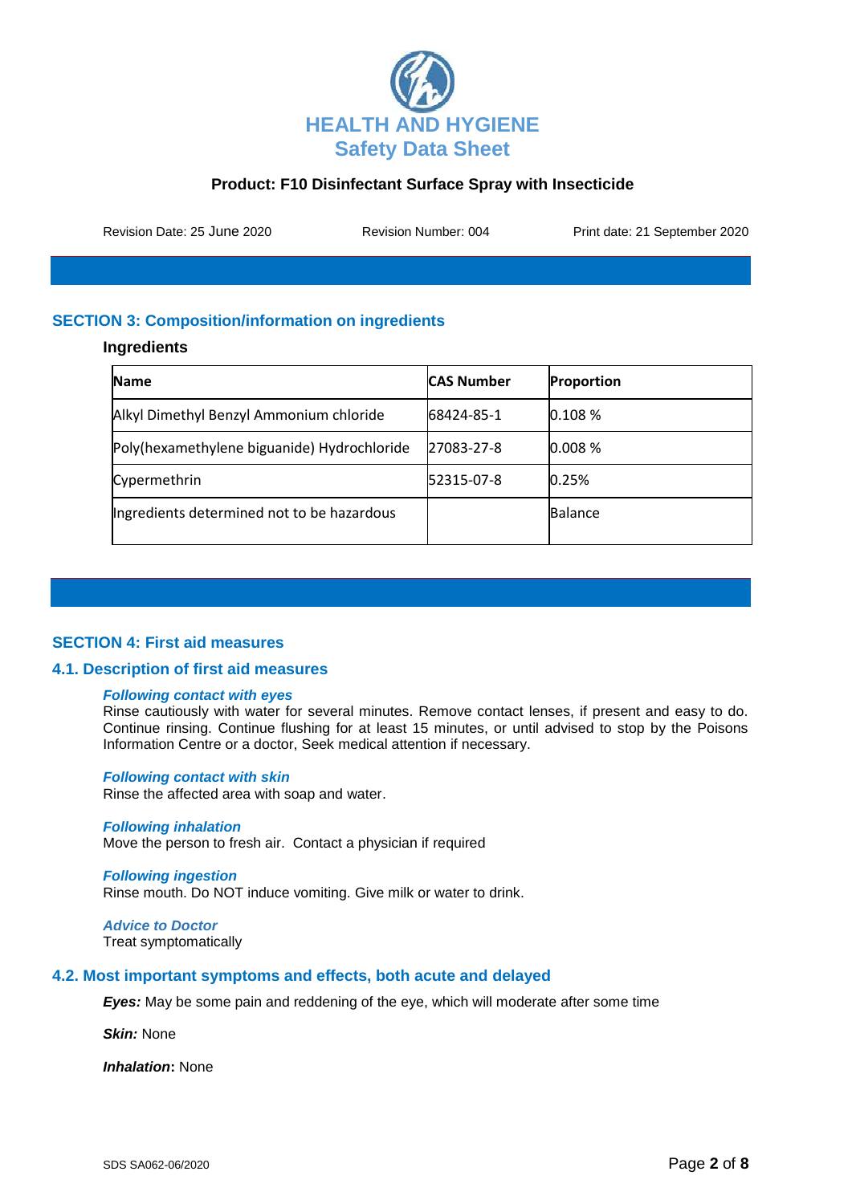**HEALTH AND HYGIENE**
**Safety Data Sheet**

**Product: F10 Disinfectant Surface Spray with Insecticide**

Revision Date: 25 June 2020 Revision Number: 004 Print date: 21 September 2020

## SECTION 3: Composition/information on ingredients

### Ingredients

| Name | CAS Number | Proportion |
|---|---|---|
| Alkyl Dimethyl Benzyl Ammonium chloride | 68424-85-1 | 0.108 % |
| Poly(hexamethylene biguanide) Hydrochloride | 27083-27-8 | 0.008 % |
| Cypermethrin | 52315-07-8 | 0.25% |
| Ingredients determined not to be hazardous | | Balance |

## SECTION 4: First aid measures

### 4.1. Description of first aid measures

***Following contact with eyes***
Rinse cautiously with water for several minutes. Remove contact lenses, if present and easy to do. Continue rinsing. Continue flushing for at least 15 minutes, or until advised to stop by the Poisons Information Centre or a doctor, Seek medical attention if necessary.

***Following contact with skin***
Rinse the affected area with soap and water.

***Following inhalation***
Move the person to fresh air. Contact a physician if required

***Following ingestion***
Rinse mouth. Do NOT induce vomiting. Give milk or water to drink.

***Advice to Doctor***
Treat symptomatically

### 4.2. Most important symptoms and effects, both acute and delayed

***Eyes:*** May be some pain and reddening of the eye, which will moderate after some time

***Skin:*** None

***Inhalation*:** None

SDS SA062-06/2020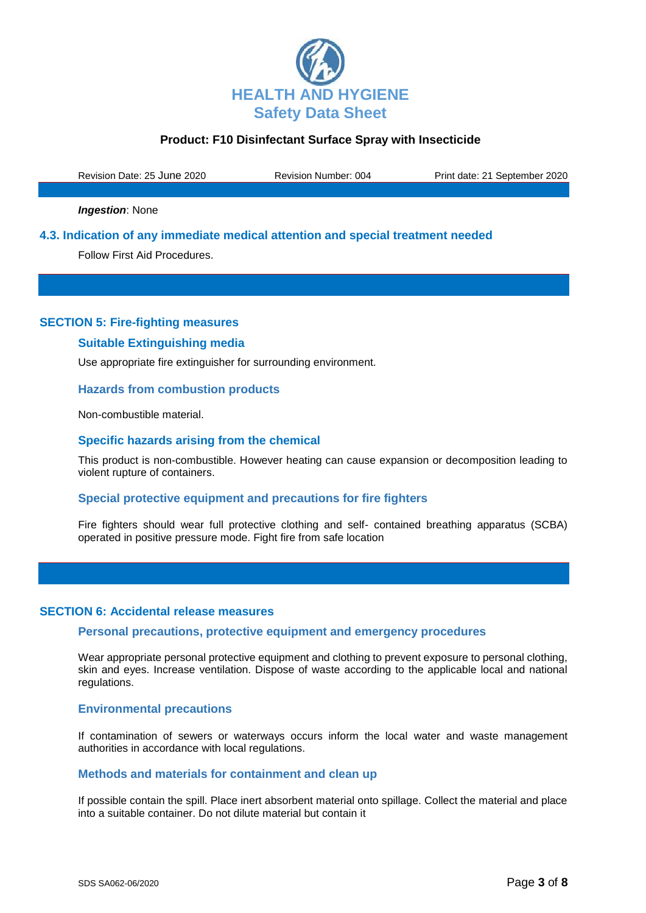*Ingestion*: None

### 4.3. Indication of any immediate medical attention and special treatment needed

Follow First Aid Procedures.

## SECTION 5: Fire-fighting measures

### Suitable Extinguishing media

Use appropriate fire extinguisher for surrounding environment.

### Hazards from combustion products

Non-combustible material.

### Specific hazards arising from the chemical

This product is non-combustible. However heating can cause expansion or decomposition leading to violent rupture of containers.

### Special protective equipment and precautions for fire fighters

Fire fighters should wear full protective clothing and self- contained breathing apparatus (SCBA) operated in positive pressure mode. Fight fire from safe location

## SECTION 6: Accidental release measures

### Personal precautions, protective equipment and emergency procedures

Wear appropriate personal protective equipment and clothing to prevent exposure to personal clothing, skin and eyes. Increase ventilation. Dispose of waste according to the applicable local and national regulations.

### Environmental precautions

If contamination of sewers or waterways occurs inform the local water and waste management authorities in accordance with local regulations.

### Methods and materials for containment and clean up

If possible contain the spill. Place inert absorbent material onto spillage. Collect the material and place into a suitable container. Do not dilute material but contain it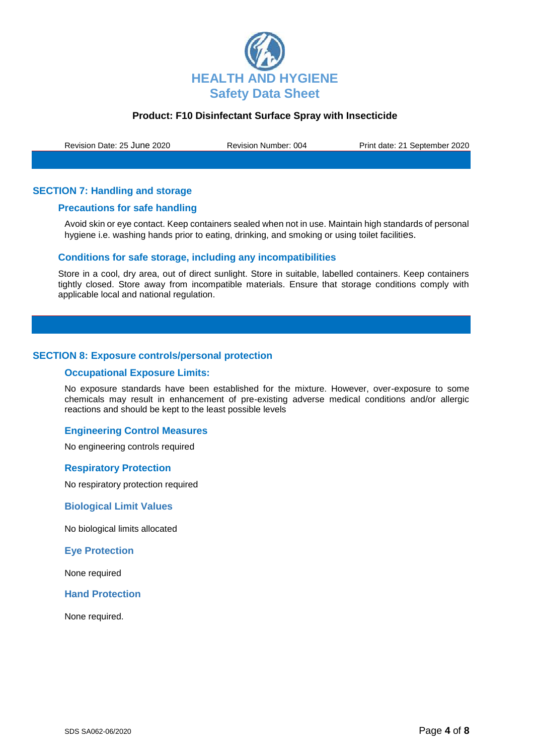## SECTION 7: Handling and storage

### Precautions for safe handling

Avoid skin or eye contact. Keep containers sealed when not in use. Maintain high standards of personal hygiene i.e. washing hands prior to eating, drinking, and smoking or using toilet facilities.

### Conditions for safe storage, including any incompatibilities

Store in a cool, dry area, out of direct sunlight. Store in suitable, labelled containers. Keep containers tightly closed. Store away from incompatible materials. Ensure that storage conditions comply with applicable local and national regulation.

## SECTION 8: Exposure controls/personal protection

### Occupational Exposure Limits:

No exposure standards have been established for the mixture. However, over-exposure to some chemicals may result in enhancement of pre-existing adverse medical conditions and/or allergic reactions and should be kept to the least possible levels

### Engineering Control Measures

No engineering controls required

### Respiratory Protection

No respiratory protection required

### Biological Limit Values

No biological limits allocated

### Eye Protection

None required

### Hand Protection

None required.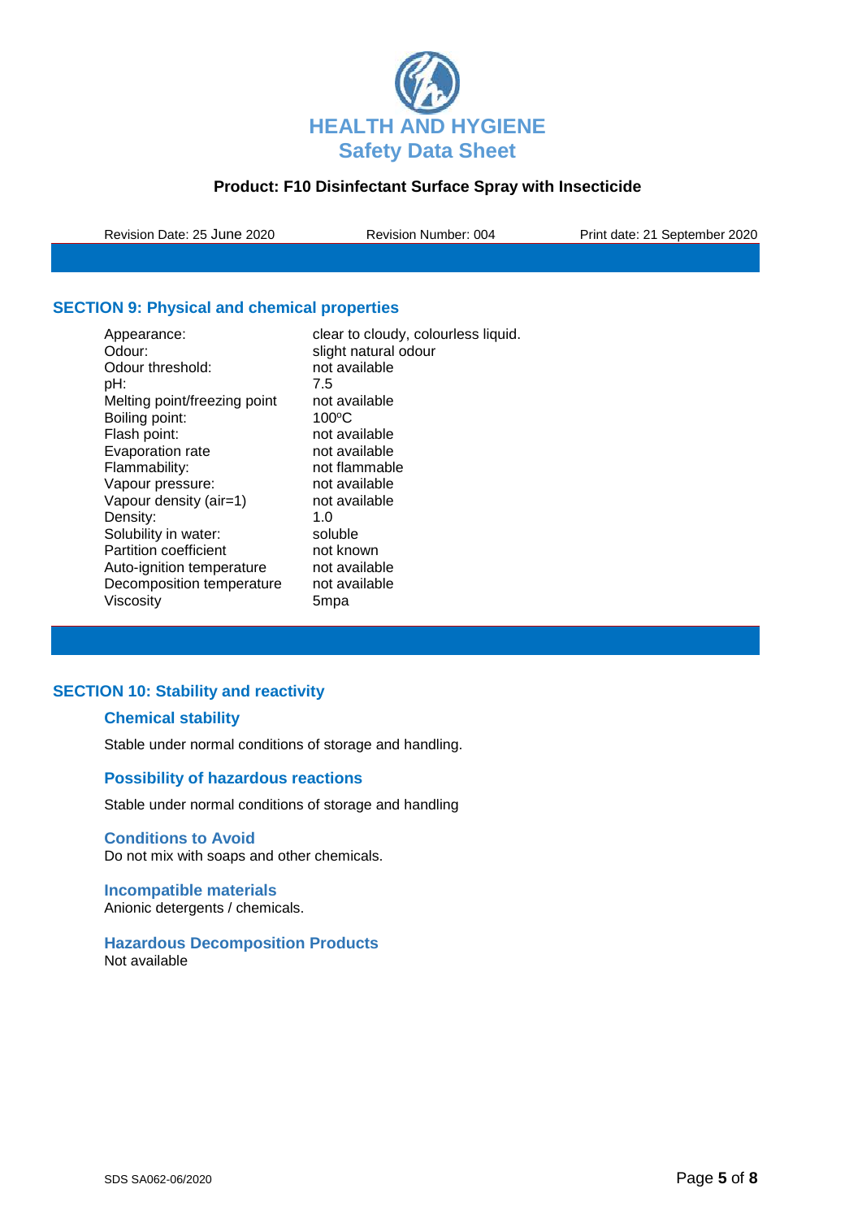# HEALTH AND HYGIENE
## Safety Data Sheet

**Product: F10 Disinfectant Surface Spray with Insecticide**

Revision Date: 25 June 2020 | Revision Number: 004 | Print date: 21 September 2020

## SECTION 9: Physical and chemical properties

| | |
|---|---|
| Appearance: | clear to cloudy, colourless liquid. |
| Odour: | slight natural odour |
| Odour threshold: | not available |
| pH: | 7.5 |
| Melting point/freezing point | not available |
| Boiling point: | 100ºC |
| Flash point: | not available |
| Evaporation rate | not available |
| Flammability: | not flammable |
| Vapour pressure: | not available |
| Vapour density (air=1) | not available |
| Density: | 1.0 |
| Solubility in water: | soluble |
| Partition coefficient | not known |
| Auto-ignition temperature | not available |
| Decomposition temperature | not available |
| Viscosity | 5mpa |

## SECTION 10: Stability and reactivity

### Chemical stability

Stable under normal conditions of storage and handling.

### Possibility of hazardous reactions

Stable under normal conditions of storage and handling

### Conditions to Avoid

Do not mix with soaps and other chemicals.

### Incompatible materials

Anionic detergents / chemicals.

### Hazardous Decomposition Products

Not available

SDS SA062-06/2020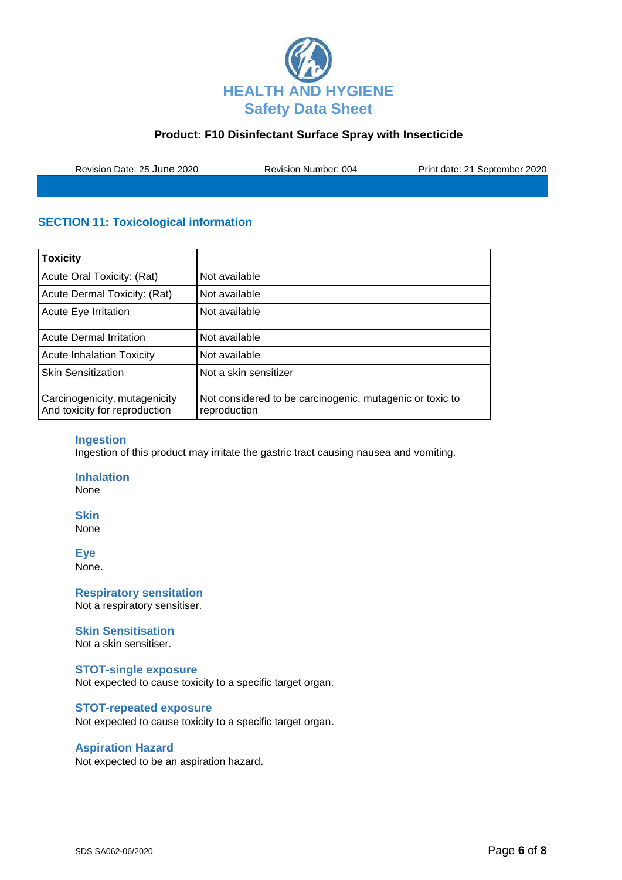## SECTION 11: Toxicological information

| Toxicity | |
|---|---|
| Acute Oral Toxicity: (Rat) | Not available |
| Acute Dermal Toxicity: (Rat) | Not available |
| Acute Eye Irritation | Not available |
| Acute Dermal Irritation | Not available |
| Acute Inhalation Toxicity | Not available |
| Skin Sensitization | Not a skin sensitizer |
| Carcinogenicity, mutagenicity And toxicity for reproduction | Not considered to be carcinogenic, mutagenic or toxic to reproduction |

### Ingestion

Ingestion of this product may irritate the gastric tract causing nausea and vomiting.

### Inhalation

None

### Skin

None

### Eye

None.

### Respiratory sensitation

Not a respiratory sensitiser.

### Skin Sensitisation

Not a skin sensitiser.

### STOT-single exposure

Not expected to cause toxicity to a specific target organ.

### STOT-repeated exposure

Not expected to cause toxicity to a specific target organ.

### Aspiration Hazard

Not expected to be an aspiration hazard.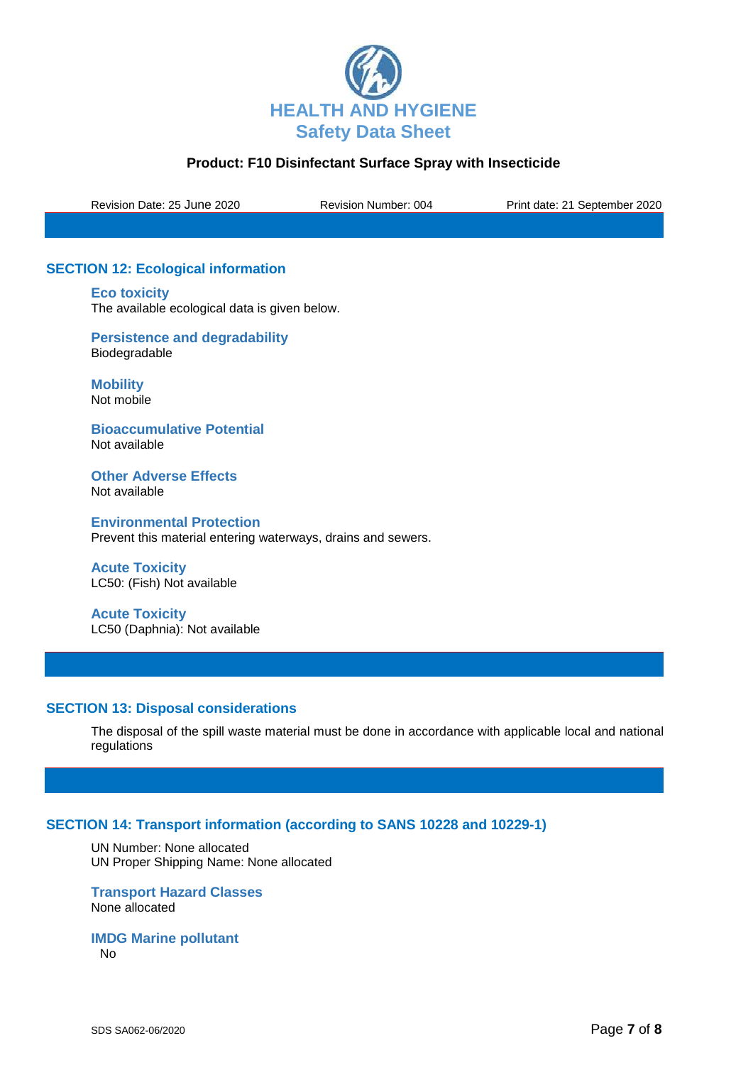## SECTION 12: Ecological information

### Eco toxicity

The available ecological data is given below.

### Persistence and degradability

Biodegradable

### Mobility

Not mobile

### Bioaccumulative Potential

Not available

### Other Adverse Effects

Not available

### Environmental Protection

Prevent this material entering waterways, drains and sewers.

### Acute Toxicity

LC50: (Fish) Not available

### Acute Toxicity

LC50 (Daphnia): Not available

## SECTION 13: Disposal considerations

The disposal of the spill waste material must be done in accordance with applicable local and national regulations

## SECTION 14: Transport information (according to SANS 10228 and 10229-1)

UN Number: None allocated
UN Proper Shipping Name: None allocated

### Transport Hazard Classes

None allocated

### IMDG Marine pollutant

No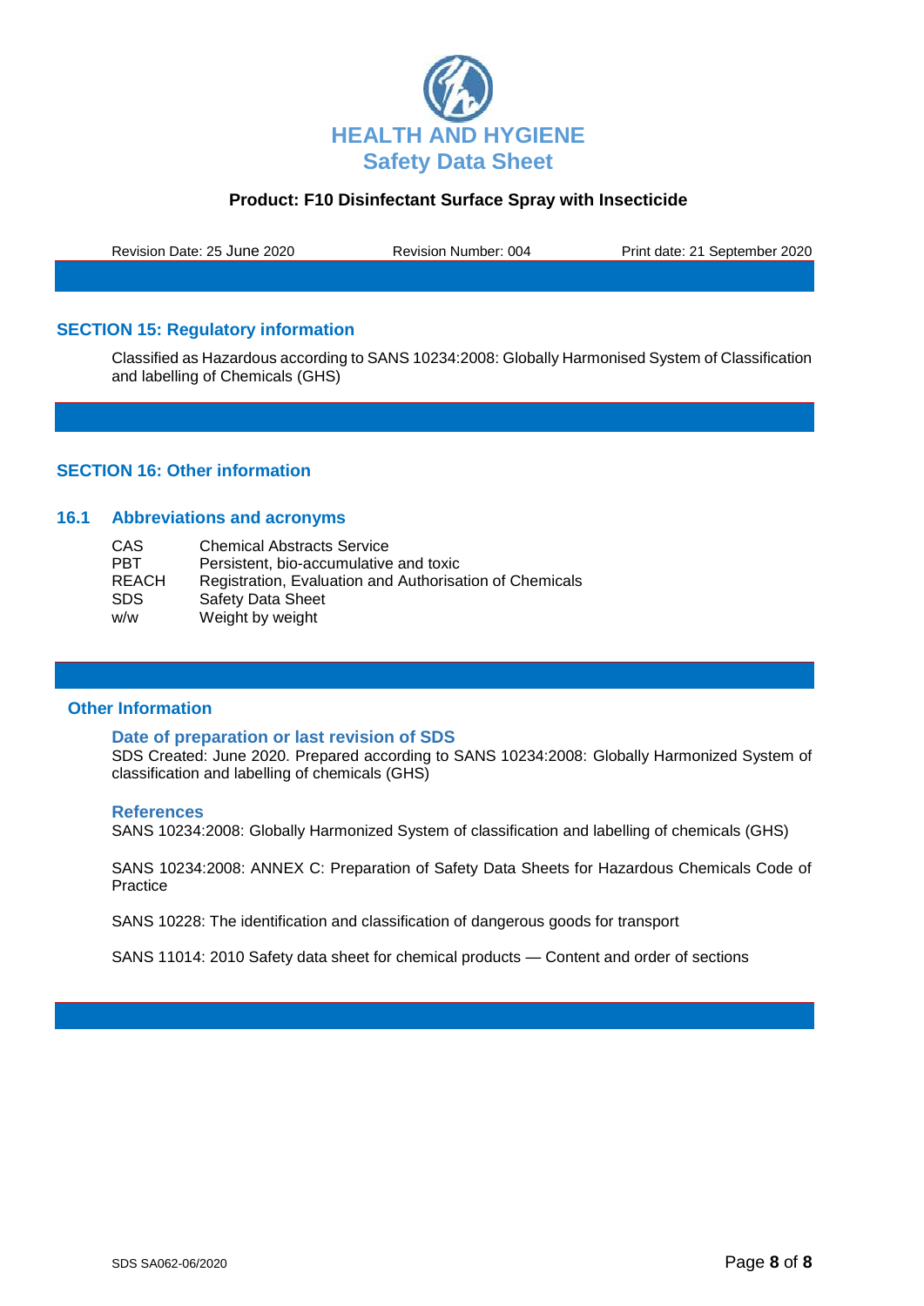## SECTION 15: Regulatory information

Classified as Hazardous according to SANS 10234:2008: Globally Harmonised System of Classification and labelling of Chemicals (GHS)

## SECTION 16: Other information

### 16.1 Abbreviations and acronyms

| | |
|---|---|
| CAS | Chemical Abstracts Service |
| PBT | Persistent, bio-accumulative and toxic |
| REACH | Registration, Evaluation and Authorisation of Chemicals |
| SDS | Safety Data Sheet |
| w/w | Weight by weight |

### Other Information

#### Date of preparation or last revision of SDS

SDS Created: June 2020. Prepared according to SANS 10234:2008: Globally Harmonized System of classification and labelling of chemicals (GHS)

#### References

SANS 10234:2008: Globally Harmonized System of classification and labelling of chemicals (GHS)

SANS 10234:2008: ANNEX C: Preparation of Safety Data Sheets for Hazardous Chemicals Code of Practice

SANS 10228: The identification and classification of dangerous goods for transport

SANS 11014: 2010 Safety data sheet for chemical products — Content and order of sections